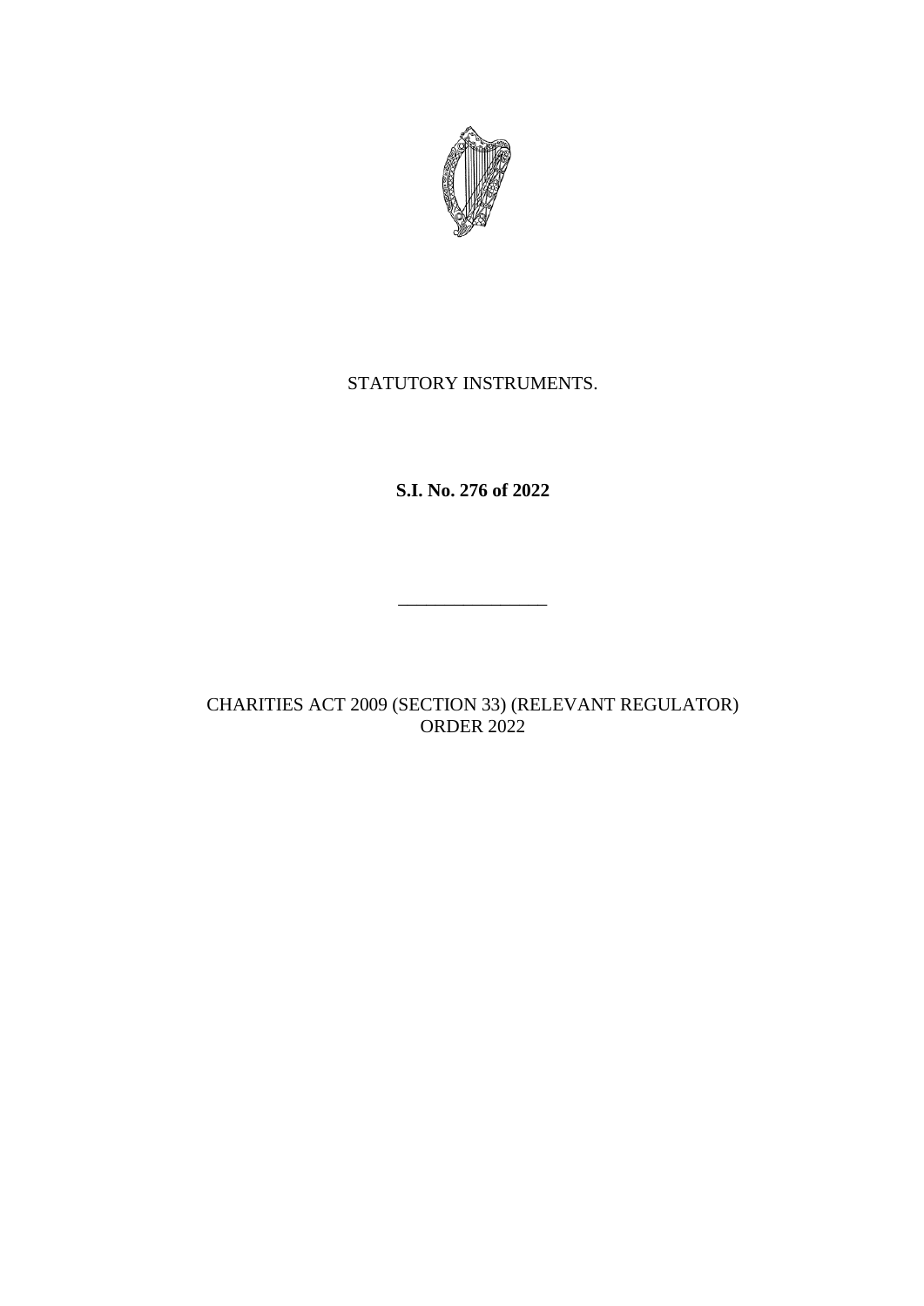STATUTORY INSTRUMENTS.

**S.I. No. 276 of 2022**

---

CHARITIES ACT 2009 (SECTION 33) (RELEVANT REGULATOR) ORDER 2022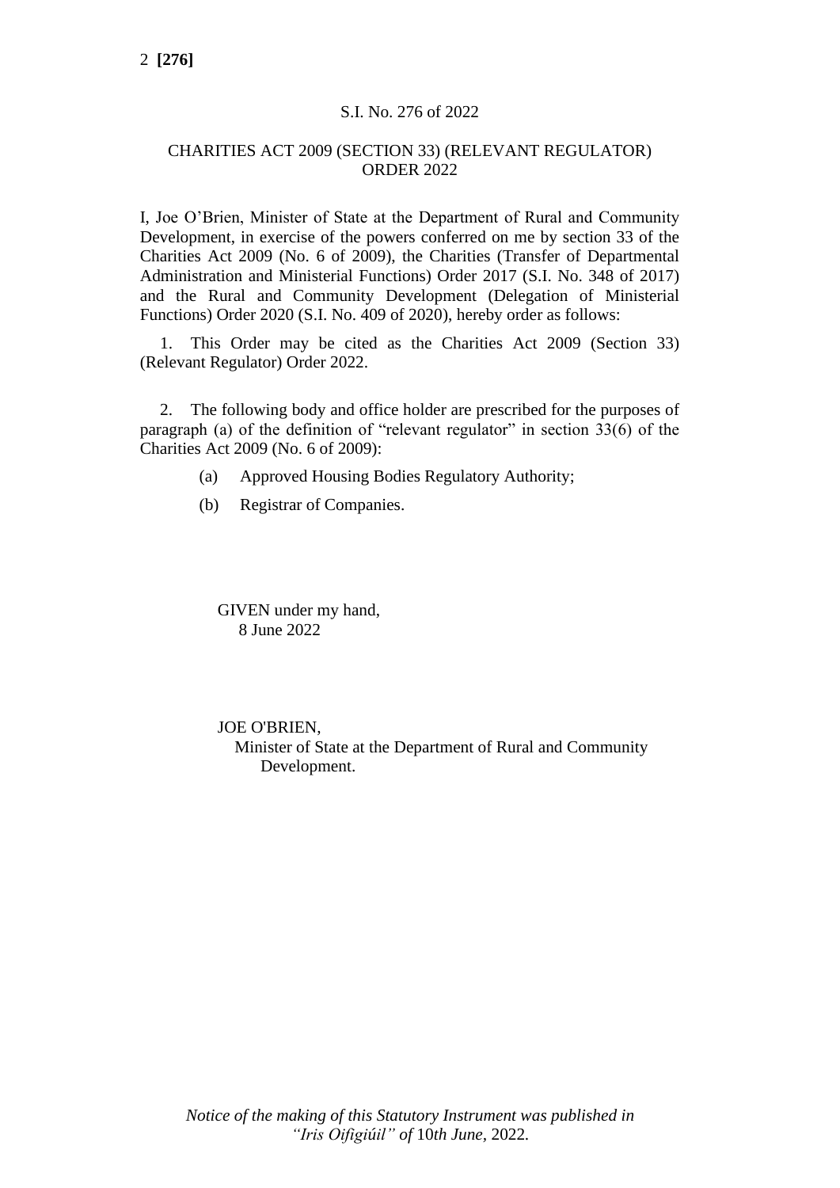S.I. No. 276 of 2022

CHARITIES ACT 2009 (SECTION 33) (RELEVANT REGULATOR) ORDER 2022

I, Joe O’Brien, Minister of State at the Department of Rural and Community Development, in exercise of the powers conferred on me by section 33 of the Charities Act 2009 (No. 6 of 2009), the Charities (Transfer of Departmental Administration and Ministerial Functions) Order 2017 (S.I. No. 348 of 2017) and the Rural and Community Development (Delegation of Ministerial Functions) Order 2020 (S.I. No. 409 of 2020), hereby order as follows:

1. This Order may be cited as the Charities Act 2009 (Section 33) (Relevant Regulator) Order 2022.

2. The following body and office holder are prescribed for the purposes of paragraph (a) of the definition of “relevant regulator” in section 33(6) of the Charities Act 2009 (No. 6 of 2009):

(a) Approved Housing Bodies Regulatory Authority;

(b) Registrar of Companies.

GIVEN under my hand,
8 June 2022

JOE O'BRIEN,
Minister of State at the Department of Rural and Community Development.

*Notice of the making of this Statutory Instrument was published in “Iris Oifigiúil” of* 10*th June,* 2022.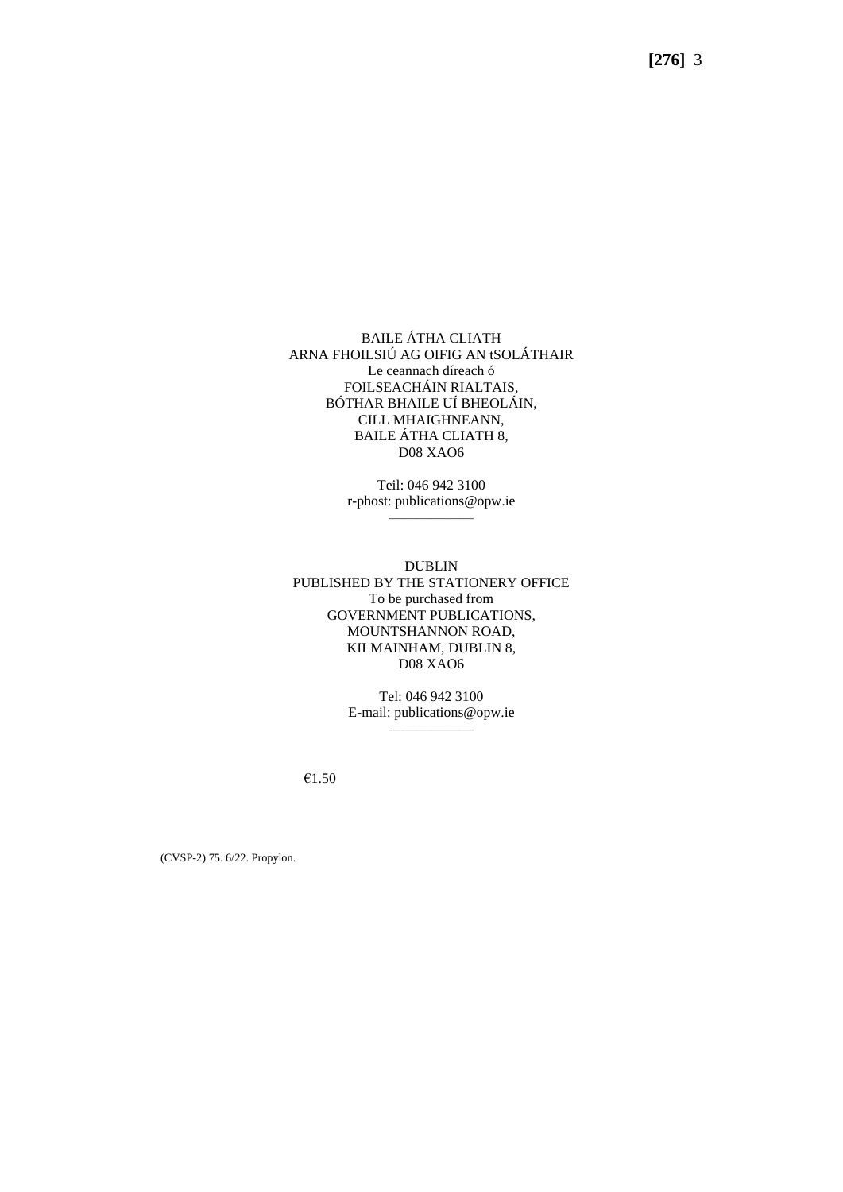BAILE ÁTHA CLIATH
ARNA FHOILSIÚ AG OIFIG AN tSOLÁTHAIR
Le ceannach díreach ó
FOILSEACHÁIN RIALTAIS,
BÓTHAR BHAILE UÍ BHEOLÁIN,
CILL MHAIGHNEANN,
BAILE ÁTHA CLIATH 8,
D08 XAO6

Teil: 046 942 3100
r-phost: publications@opw.ie

---

DUBLIN
PUBLISHED BY THE STATIONERY OFFICE
To be purchased from
GOVERNMENT PUBLICATIONS,
MOUNTSHANNON ROAD,
KILMAINHAM, DUBLIN 8,
D08 XAO6

Tel: 046 942 3100
E-mail: publications@opw.ie

---

€1.50

(CVSP-2) 75. 6/22. Propylon.